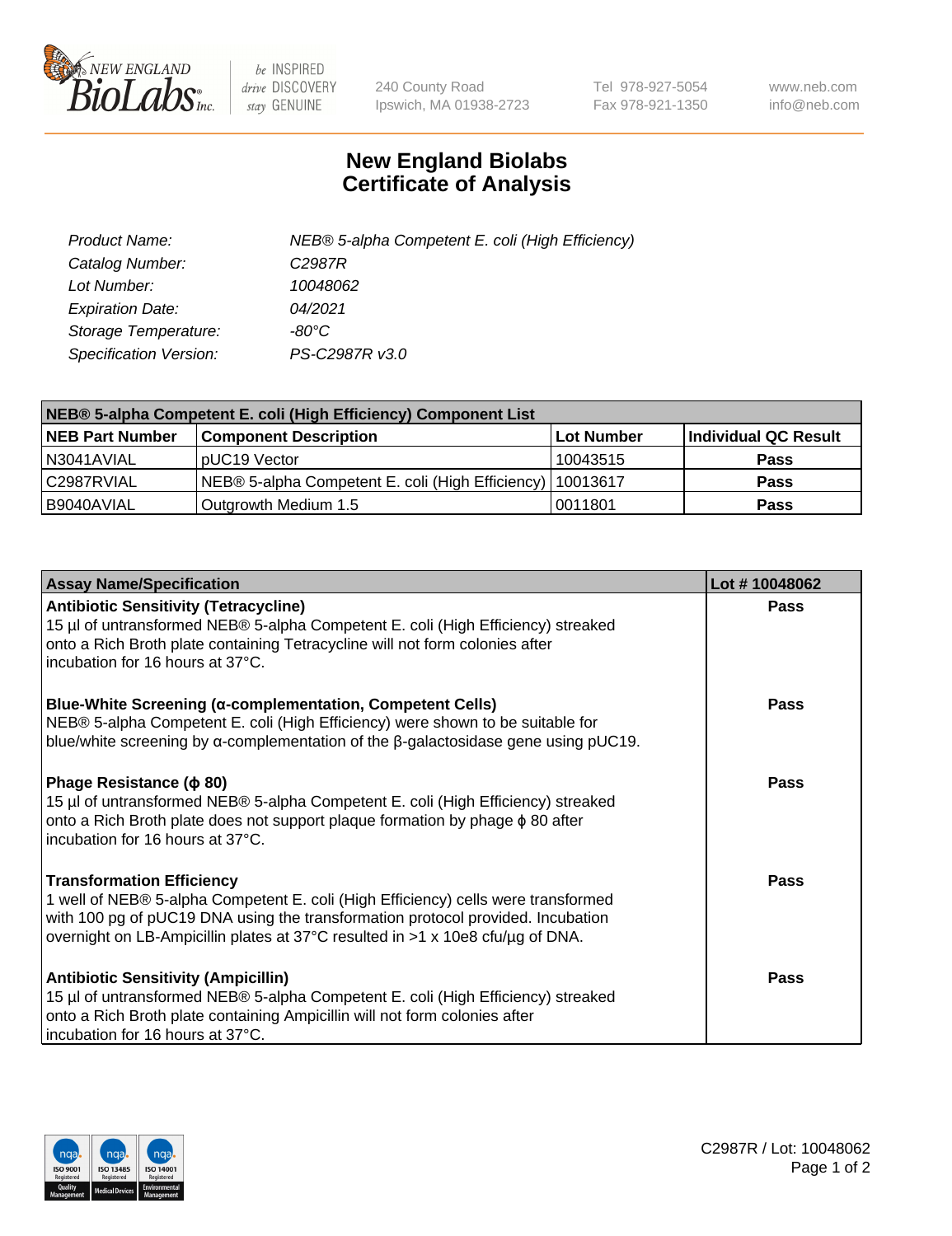New England BioLabs Inc. — be INSPIRED drive DISCOVERY stay GENUINE

240 County Road
Ipswich, MA 01938-2723

Tel 978-927-5054
Fax 978-921-1350

www.neb.com
info@neb.com

# New England Biolabs
# Certificate of Analysis

| | |
|---|---|
| *Product Name:* | *NEB® 5-alpha Competent E. coli (High Efficiency)* |
| *Catalog Number:* | *C2987R* |
| *Lot Number:* | *10048062* |
| *Expiration Date:* | *04/2021* |
| *Storage Temperature:* | *-80°C* |
| *Specification Version:* | *PS-C2987R v3.0* |

| **NEB® 5-alpha Competent E. coli (High Efficiency) Component List** | | | |
|---|---|---|---|
| **NEB Part Number** | **Component Description** | **Lot Number** | **Individual QC Result** |
| N3041AVIAL | pUC19 Vector | 10043515 | **Pass** |
| C2987RVIAL | NEB® 5-alpha Competent E. coli (High Efficiency) | 10013617 | **Pass** |
| B9040AVIAL | Outgrowth Medium 1.5 | 0011801 | **Pass** |

| **Assay Name/Specification** | **Lot # 10048062** |
|---|---|
| **Antibiotic Sensitivity (Tetracycline)**<br>15 µl of untransformed NEB® 5-alpha Competent E. coli (High Efficiency) streaked onto a Rich Broth plate containing Tetracycline will not form colonies after incubation for 16 hours at 37°C. | **Pass** |
| **Blue-White Screening (α-complementation, Competent Cells)**<br>NEB® 5-alpha Competent E. coli (High Efficiency) were shown to be suitable for blue/white screening by α-complementation of the β-galactosidase gene using pUC19. | **Pass** |
| **Phage Resistance (ϕ 80)**<br>15 µl of untransformed NEB® 5-alpha Competent E. coli (High Efficiency) streaked onto a Rich Broth plate does not support plaque formation by phage ϕ 80 after incubation for 16 hours at 37°C. | **Pass** |
| **Transformation Efficiency**<br>1 well of NEB® 5-alpha Competent E. coli (High Efficiency) cells were transformed with 100 pg of pUC19 DNA using the transformation protocol provided. Incubation overnight on LB-Ampicillin plates at 37°C resulted in >1 x 10e8 cfu/µg of DNA. | **Pass** |
| **Antibiotic Sensitivity (Ampicillin)**<br>15 µl of untransformed NEB® 5-alpha Competent E. coli (High Efficiency) streaked onto a Rich Broth plate containing Ampicillin will not form colonies after incubation for 16 hours at 37°C. | **Pass** |

C2987R / Lot: 10048062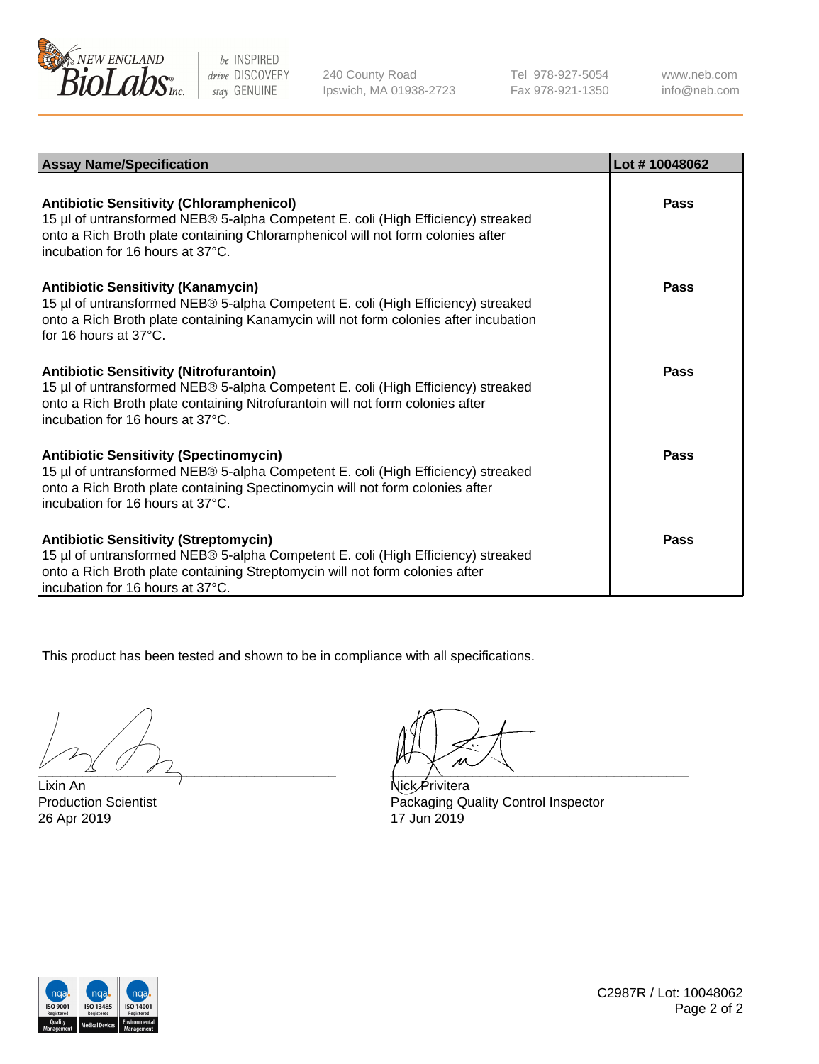| Assay Name/Specification | Lot # 10048062 |
|---|---|
| **Antibiotic Sensitivity (Chloramphenicol)**<br>15 µl of untransformed NEB® 5-alpha Competent E. coli (High Efficiency) streaked onto a Rich Broth plate containing Chloramphenicol will not form colonies after incubation for 16 hours at 37°C. | **Pass** |
| **Antibiotic Sensitivity (Kanamycin)**<br>15 µl of untransformed NEB® 5-alpha Competent E. coli (High Efficiency) streaked onto a Rich Broth plate containing Kanamycin will not form colonies after incubation for 16 hours at 37°C. | **Pass** |
| **Antibiotic Sensitivity (Nitrofurantoin)**<br>15 µl of untransformed NEB® 5-alpha Competent E. coli (High Efficiency) streaked onto a Rich Broth plate containing Nitrofurantoin will not form colonies after incubation for 16 hours at 37°C. | **Pass** |
| **Antibiotic Sensitivity (Spectinomycin)**<br>15 µl of untransformed NEB® 5-alpha Competent E. coli (High Efficiency) streaked onto a Rich Broth plate containing Spectinomycin will not form colonies after incubation for 16 hours at 37°C. | **Pass** |
| **Antibiotic Sensitivity (Streptomycin)**<br>15 µl of untransformed NEB® 5-alpha Competent E. coli (High Efficiency) streaked onto a Rich Broth plate containing Streptomycin will not form colonies after incubation for 16 hours at 37°C. | **Pass** |

This product has been tested and shown to be in compliance with all specifications.

Lixin An
Production Scientist
26 Apr 2019

Nick Privitera
Packaging Quality Control Inspector
17 Jun 2019

C2987R / Lot: 10048062